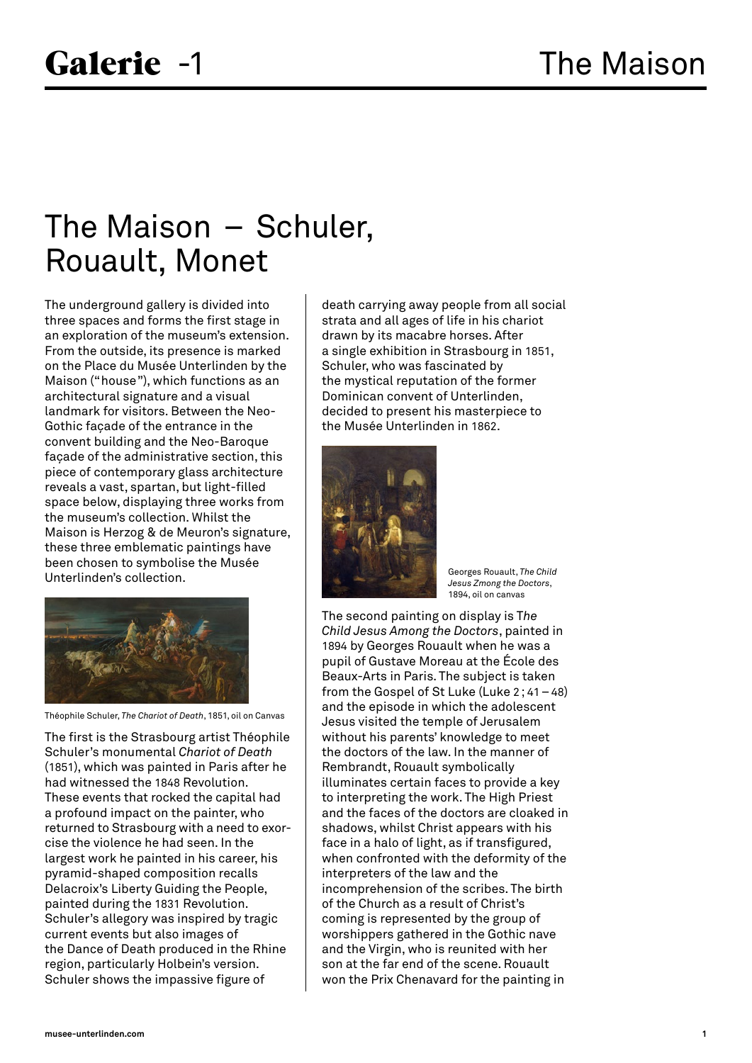# The Maison – Schuler, Rouault, Monet

The underground gallery is divided into three spaces and forms the first stage in an exploration of the museum's extension. From the outside, its presence is marked on the Place du Musée Unterlinden by the Maison ("house"), which functions as an architectural signature and a visual landmark for visitors. Between the Neo-Gothic façade of the entrance in the convent building and the Neo-Baroque façade of the administrative section, this piece of contemporary glass architecture reveals a vast, spartan, but light-filled space below, displaying three works from the museum's collection. Whilst the Maison is Herzog & de Meuron's signature, these three emblematic paintings have been chosen to symbolise the Musée Unterlinden's collection.

Théophile Schuler, *The Chariot of Death*, 1851, oil on Canvas

The first is the Strasbourg artist Théophile Schuler's monumental *Chariot of Death* (1851), which was painted in Paris after he had witnessed the 1848 Revolution. These events that rocked the capital had a profound impact on the painter, who returned to Strasbourg with a need to exorcise the violence he had seen. In the largest work he painted in his career, his pyramid-shaped composition recalls Delacroix's Liberty Guiding the People, painted during the 1831 Revolution. Schuler's allegory was inspired by tragic current events but also images of the Dance of Death produced in the Rhine region, particularly Holbein's version. Schuler shows the impassive figure of death carrying away people from all social strata and all ages of life in his chariot drawn by its macabre horses. After a single exhibition in Strasbourg in 1851, Schuler, who was fascinated by the mystical reputation of the former Dominican convent of Unterlinden, decided to present his masterpiece to the Musée Unterlinden in 1862.

Georges Rouault, *The Child Jesus Zmong the Doctors*, 1894, oil on canvas

The second painting on display is T*he Child Jesus Among the Doctors*, painted in 1894 by Georges Rouault when he was a pupil of Gustave Moreau at the École des Beaux-Arts in Paris. The subject is taken from the Gospel of St Luke (Luke 2 ; 41 – 48) and the episode in which the adolescent Jesus visited the temple of Jerusalem without his parents' knowledge to meet the doctors of the law. In the manner of Rembrandt, Rouault symbolically illuminates certain faces to provide a key to interpreting the work. The High Priest and the faces of the doctors are cloaked in shadows, whilst Christ appears with his face in a halo of light, as if transfigured, when confronted with the deformity of the interpreters of the law and the incomprehension of the scribes. The birth of the Church as a result of Christ's coming is represented by the group of worshippers gathered in the Gothic nave and the Virgin, who is reunited with her son at the far end of the scene. Rouault won the Prix Chenavard for the painting in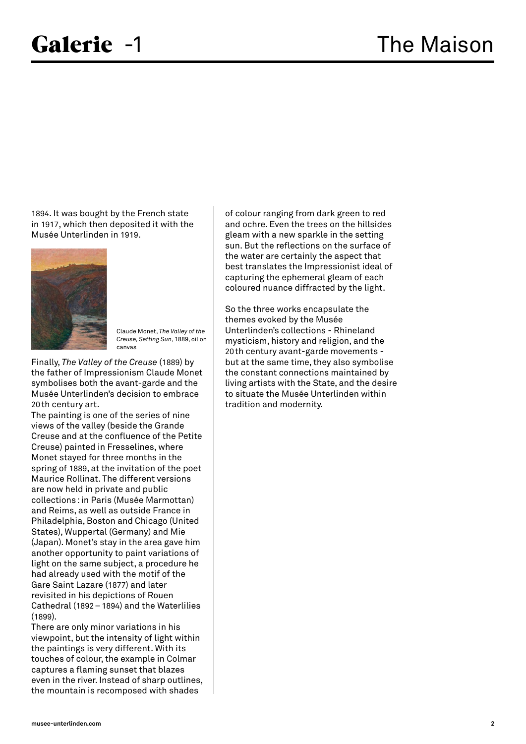1894. It was bought by the French state in 1917, which then deposited it with the Musée Unterlinden in 1919.

Claude Monet, *The Valley of the Creuse, Setting Sun*, 1889, oil on canvas

Finally, *The Valley of the Creuse* (1889) by the father of Impressionism Claude Monet symbolises both the avant-garde and the Musée Unterlinden's decision to embrace 20th century art.
The painting is one of the series of nine views of the valley (beside the Grande Creuse and at the confluence of the Petite Creuse) painted in Fresselines, where Monet stayed for three months in the spring of 1889, at the invitation of the poet Maurice Rollinat. The different versions are now held in private and public collections: in Paris (Musée Marmottan) and Reims, as well as outside France in Philadelphia, Boston and Chicago (United States), Wuppertal (Germany) and Mie (Japan). Monet's stay in the area gave him another opportunity to paint variations of light on the same subject, a procedure he had already used with the motif of the Gare Saint Lazare (1877) and later revisited in his depictions of Rouen Cathedral (1892 – 1894) and the Waterlilies (1899).
There are only minor variations in his viewpoint, but the intensity of light within the paintings is very different. With its touches of colour, the example in Colmar captures a flaming sunset that blazes even in the river. Instead of sharp outlines, the mountain is recomposed with shades of colour ranging from dark green to red and ochre. Even the trees on the hillsides gleam with a new sparkle in the setting sun. But the reflections on the surface of the water are certainly the aspect that best translates the Impressionist ideal of capturing the ephemeral gleam of each coloured nuance diffracted by the light.

So the three works encapsulate the themes evoked by the Musée Unterlinden's collections - Rhineland mysticism, history and religion, and the 20th century avant-garde movements - but at the same time, they also symbolise the constant connections maintained by living artists with the State, and the desire to situate the Musée Unterlinden within tradition and modernity.